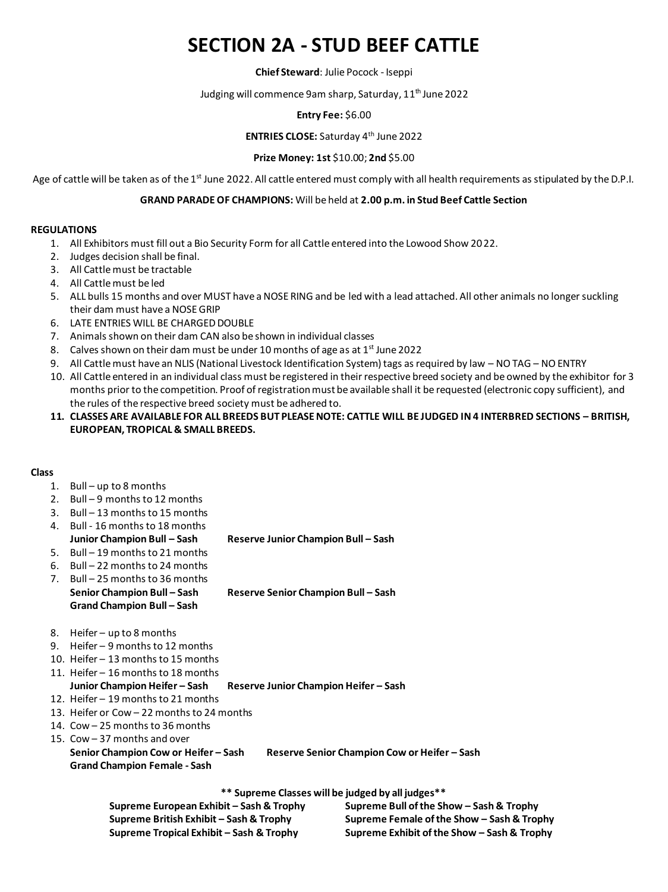# SECTION 2A - STUD BEEF CATTLE

**Chief Steward**: Julie Pocock - Iseppi

Judging will commence 9am sharp, Saturday, 11th June 2022

**Entry Fee:** $6.00

**ENTRIES CLOSE:** Saturday 4th June 2022

**Prize Money: 1st** $10.00; **2nd** $5.00

Age of cattle will be taken as of the 1st June 2022. All cattle entered must comply with all health requirements as stipulated by the D.P.I.

**GRAND PARADE OF CHAMPIONS:** Will be held at **2.00 p.m. in Stud Beef Cattle Section**

**REGULATIONS**

1. All Exhibitors must fill out a Bio Security Form for all Cattle entered into the Lowood Show 2022.
2. Judges decision shall be final.
3. All Cattle must be tractable
4. All Cattle must be led
5. ALL bulls 15 months and over MUST have a NOSE RING and be led with a lead attached. All other animals no longer suckling their dam must have a NOSE GRIP
6. LATE ENTRIES WILL BE CHARGED DOUBLE
7. Animals shown on their dam CAN also be shown in individual classes
8. Calves shown on their dam must be under 10 months of age as at 1st June 2022
9. All Cattle must have an NLIS (National Livestock Identification System) tags as required by law – NO TAG – NO ENTRY
10. All Cattle entered in an individual class must be registered in their respective breed society and be owned by the exhibitor for 3 months prior to the competition. Proof of registration must be available shall it be requested (electronic copy sufficient), and the rules of the respective breed society must be adhered to.
11. **CLASSES ARE AVAILABLE FOR ALL BREEDS BUT PLEASE NOTE: CATTLE WILL BE JUDGED IN 4 INTERBRED SECTIONS – BRITISH, EUROPEAN, TROPICAL & SMALL BREEDS.**

**Class**

1. Bull – up to 8 months
2. Bull – 9 months to 12 months
3. Bull – 13 months to 15 months
4. Bull - 16 months to 18 months

   **Junior Champion Bull – Sash** **Reserve Junior Champion Bull – Sash**

5. Bull – 19 months to 21 months
6. Bull – 22 months to 24 months
7. Bull – 25 months to 36 months

   **Senior Champion Bull – Sash** **Reserve Senior Champion Bull – Sash**

   **Grand Champion Bull – Sash**

8. Heifer – up to 8 months
9. Heifer – 9 months to 12 months
10. Heifer – 13 months to 15 months
11. Heifer – 16 months to 18 months

    **Junior Champion Heifer – Sash** **Reserve Junior Champion Heifer – Sash**

12. Heifer – 19 months to 21 months
13. Heifer or Cow – 22 months to 24 months
14. Cow – 25 months to 36 months
15. Cow – 37 months and over

    **Senior Champion Cow or Heifer – Sash** **Reserve Senior Champion Cow or Heifer – Sash**

    **Grand Champion Female - Sash**

**\*\* Supreme Classes will be judged by all judges\*\***

**Supreme European Exhibit – Sash & Trophy**
**Supreme British Exhibit – Sash & Trophy**
**Supreme Tropical Exhibit – Sash & Trophy**
**Supreme Bull of the Show – Sash & Trophy**
**Supreme Female of the Show – Sash & Trophy**
**Supreme Exhibit of the Show – Sash & Trophy**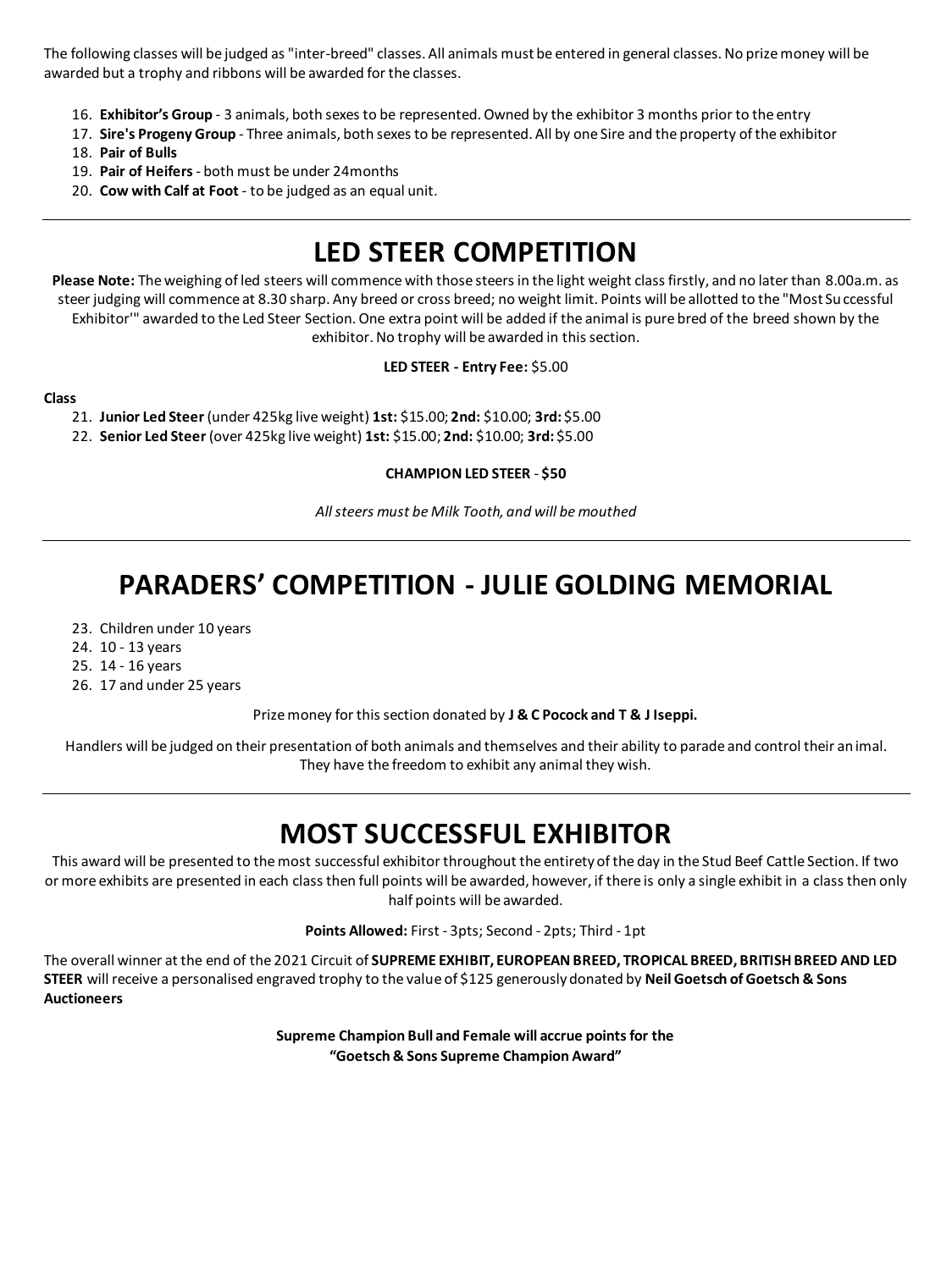The following classes will be judged as "inter-breed" classes. All animals must be entered in general classes. No prize money will be awarded but a trophy and ribbons will be awarded for the classes.

16. **Exhibitor's Group** - 3 animals, both sexes to be represented. Owned by the exhibitor 3 months prior to the entry
17. **Sire's Progeny Group** - Three animals, both sexes to be represented. All by one Sire and the property of the exhibitor
18. **Pair of Bulls**
19. **Pair of Heifers** - both must be under 24months
20. **Cow with Calf at Foot** - to be judged as an equal unit.

---

# LED STEER COMPETITION

**Please Note:** The weighing of led steers will commence with those steers in the light weight class firstly, and no later than 8.00a.m. as steer judging will commence at 8.30 sharp. Any breed or cross breed; no weight limit. Points will be allotted to the "Most Successful Exhibitor'" awarded to the Led Steer Section. One extra point will be added if the animal is pure bred of the breed shown by the exhibitor. No trophy will be awarded in this section.

**LED STEER - Entry Fee:** $5.00

**Class**

21. **Junior Led Steer** (under 425kg live weight) **1st:** $15.00; **2nd:** $10.00; **3rd:** $5.00
22. **Senior Led Steer** (over 425kg live weight) **1st:** $15.00; **2nd:** $10.00; **3rd:** $5.00

**CHAMPION LED STEER** - **$50**

*All steers must be Milk Tooth, and will be mouthed*

---

# PARADERS' COMPETITION - JULIE GOLDING MEMORIAL

23. Children under 10 years
24. 10 - 13 years
25. 14 - 16 years
26. 17 and under 25 years

Prize money for this section donated by **J & C Pocock and T & J Iseppi.**

Handlers will be judged on their presentation of both animals and themselves and their ability to parade and control their animal. They have the freedom to exhibit any animal they wish.

---

# MOST SUCCESSFUL EXHIBITOR

This award will be presented to the most successful exhibitor throughout the entirety of the day in the Stud Beef Cattle Section. If two or more exhibits are presented in each class then full points will be awarded, however, if there is only a single exhibit in a class then only half points will be awarded.

**Points Allowed:** First - 3pts; Second - 2pts; Third - 1pt

The overall winner at the end of the 2021 Circuit of **SUPREME EXHIBIT, EUROPEAN BREED, TROPICAL BREED, BRITISH BREED AND LED STEER** will receive a personalised engraved trophy to the value of $125 generously donated by **Neil Goetsch of Goetsch & Sons Auctioneers**

**Supreme Champion Bull and Female will accrue points for the "Goetsch & Sons Supreme Champion Award"**